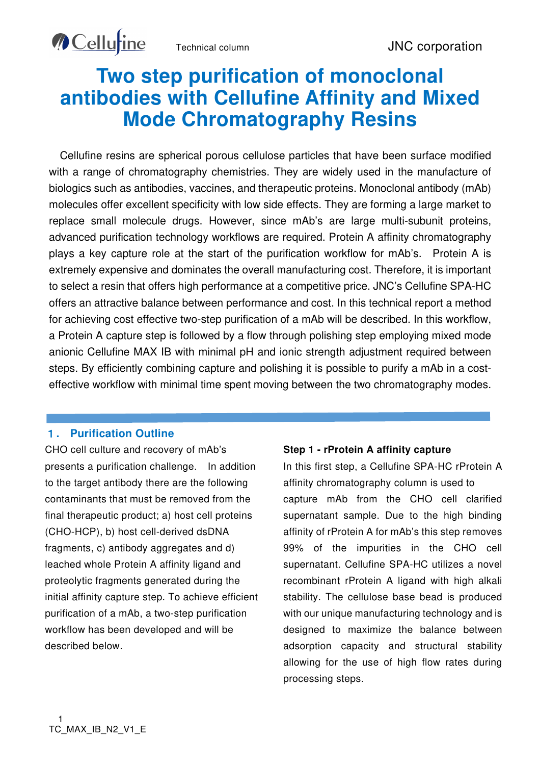Technical column

JNC corporation

# Two step purification of monoclonal antibodies with Cellufine Affinity and Mixed Mode Chromatography Resins

Cellufine resins are spherical porous cellulose particles that have been surface modified with a range of chromatography chemistries. They are widely used in the manufacture of biologics such as antibodies, vaccines, and therapeutic proteins. Monoclonal antibody (mAb) molecules offer excellent specificity with low side effects. They are forming a large market to replace small molecule drugs. However, since mAb's are large multi-subunit proteins, advanced purification technology workflows are required. Protein A affinity chromatography plays a key capture role at the start of the purification workflow for mAb's. Protein A is extremely expensive and dominates the overall manufacturing cost. Therefore, it is important to select a resin that offers high performance at a competitive price. JNC's Cellufine SPA-HC offers an attractive balance between performance and cost. In this technical report a method for achieving cost effective two-step purification of a mAb will be described. In this workflow, a Protein A capture step is followed by a flow through polishing step employing mixed mode anionic Cellufine MAX IB with minimal pH and ionic strength adjustment required between steps. By efficiently combining capture and polishing it is possible to purify a mAb in a cost-effective workflow with minimal time spent moving between the two chromatography modes.

## 1. Purification Outline

CHO cell culture and recovery of mAb's presents a purification challenge. In addition to the target antibody there are the following contaminants that must be removed from the final therapeutic product; a) host cell proteins (CHO-HCP), b) host cell-derived dsDNA fragments, c) antibody aggregates and d) leached whole Protein A affinity ligand and proteolytic fragments generated during the initial affinity capture step. To achieve efficient purification of a mAb, a two-step purification workflow has been developed and will be described below.

**Step 1 - rProtein A affinity capture**

In this first step, a Cellufine SPA-HC rProtein A affinity chromatography column is used to capture mAb from the CHO cell clarified supernatant sample. Due to the high binding affinity of rProtein A for mAb's this step removes 99% of the impurities in the CHO cell supernatant. Cellufine SPA-HC utilizes a novel recombinant rProtein A ligand with high alkali stability. The cellulose base bead is produced with our unique manufacturing technology and is designed to maximize the balance between adsorption capacity and structural stability allowing for the use of high flow rates during processing steps.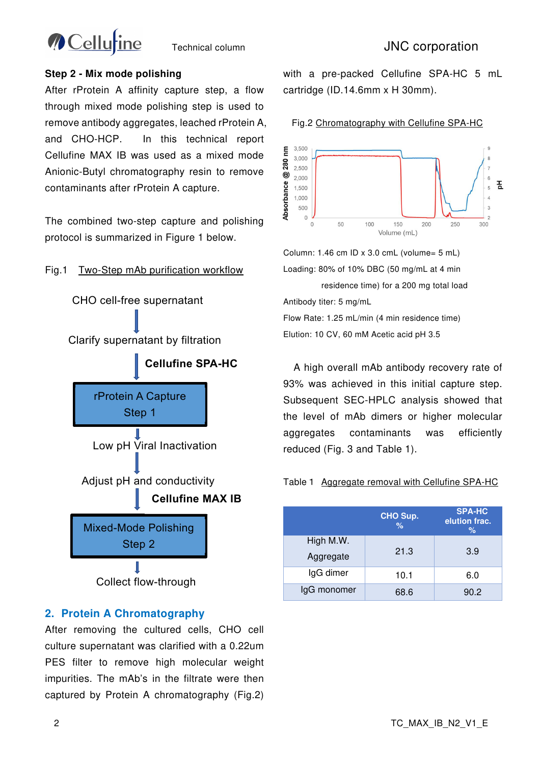**Step 2 - Mix mode polishing**

After rProtein A affinity capture step, a flow through mixed mode polishing step is used to remove antibody aggregates, leached rProtein A, and CHO-HCP. In this technical report Cellufine MAX IB was used as a mixed mode Anionic-Butyl chromatography resin to remove contaminants after rProtein A capture.

The combined two-step capture and polishing protocol is summarized in Figure 1 below.

Fig.1 Two-Step mAb purification workflow

CHO cell-free supernatant

↓

Clarify supernatant by filtration

↓ **Cellufine SPA-HC**

rProtein A Capture Step 1

↓

Low pH Viral Inactivation

↓

Adjust pH and conductivity

↓ **Cellufine MAX IB**

Mixed-Mode Polishing Step 2

↓

Collect flow-through

## 2. Protein A Chromatography

After removing the cultured cells, CHO cell culture supernatant was clarified with a 0.22um PES filter to remove high molecular weight impurities. The mAb's in the filtrate were then captured by Protein A chromatography (Fig.2) with a pre-packed Cellufine SPA-HC 5 mL cartridge (ID.14.6mm x H 30mm).

Fig.2 Chromatography with Cellufine SPA-HC

Column: 1.46 cm ID x 3.0 cmL (volume= 5 mL)

Loading: 80% of 10% DBC (50 mg/mL at 4 min residence time) for a 200 mg total load

Antibody titer: 5 mg/mL

Flow Rate: 1.25 mL/min (4 min residence time)

Elution: 10 CV, 60 mM Acetic acid pH 3.5

A high overall mAb antibody recovery rate of 93% was achieved in this initial capture step. Subsequent SEC-HPLC analysis showed that the level of mAb dimers or higher molecular aggregates contaminants was efficiently reduced (Fig. 3 and Table 1).

Table 1 Aggregate removal with Cellufine SPA-HC

| | CHO Sup. % | SPA-HC elution frac. % |
|---|---|---|
| High M.W. Aggregate | 21.3 | 3.9 |
| IgG dimer | 10.1 | 6.0 |
| IgG monomer | 68.6 | 90.2 |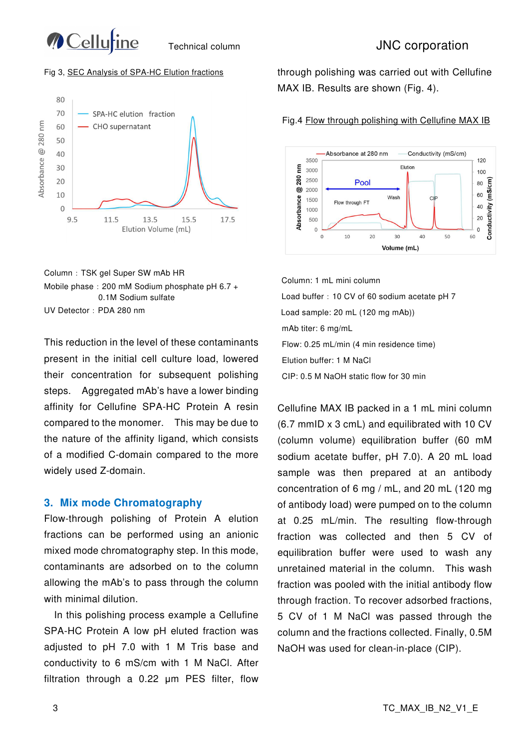Fig 3, SEC Analysis of SPA-HC Elution fractions

Column：TSK gel Super SW mAb HR

Mobile phase：200 mM Sodium phosphate pH 6.7 + 0.1M Sodium sulfate

UV Detector：PDA 280 nm

This reduction in the level of these contaminants present in the initial cell culture load, lowered their concentration for subsequent polishing steps. Aggregated mAb's have a lower binding affinity for Cellufine SPA-HC Protein A resin compared to the monomer. This may be due to the nature of the affinity ligand, which consists of a modified C-domain compared to the more widely used Z-domain.

## 3. Mix mode Chromatography

Flow-through polishing of Protein A elution fractions can be performed using an anionic mixed mode chromatography step. In this mode, contaminants are adsorbed on to the column allowing the mAb's to pass through the column with minimal dilution.

In this polishing process example a Cellufine SPA-HC Protein A low pH eluted fraction was adjusted to pH 7.0 with 1 M Tris base and conductivity to 6 mS/cm with 1 M NaCl. After filtration through a 0.22 µm PES filter, flow through polishing was carried out with Cellufine MAX IB. Results are shown (Fig. 4).

Fig.4 Flow through polishing with Cellufine MAX IB

Column: 1 mL mini column

Load buffer：10 CV of 60 sodium acetate pH 7

Load sample: 20 mL (120 mg mAb))

mAb titer: 6 mg/mL

Flow: 0.25 mL/min (4 min residence time)

Elution buffer: 1 M NaCl

CIP: 0.5 M NaOH static flow for 30 min

Cellufine MAX IB packed in a 1 mL mini column (6.7 mmID x 3 cmL) and equilibrated with 10 CV (column volume) equilibration buffer (60 mM sodium acetate buffer, pH 7.0). A 20 mL load sample was then prepared at an antibody concentration of 6 mg / mL, and 20 mL (120 mg of antibody load) were pumped on to the column at 0.25 mL/min. The resulting flow-through fraction was collected and then 5 CV of equilibration buffer were used to wash any unretained material in the column. This wash fraction was pooled with the initial antibody flow through fraction. To recover adsorbed fractions, 5 CV of 1 M NaCl was passed through the column and the fractions collected. Finally, 0.5M NaOH was used for clean-in-place (CIP).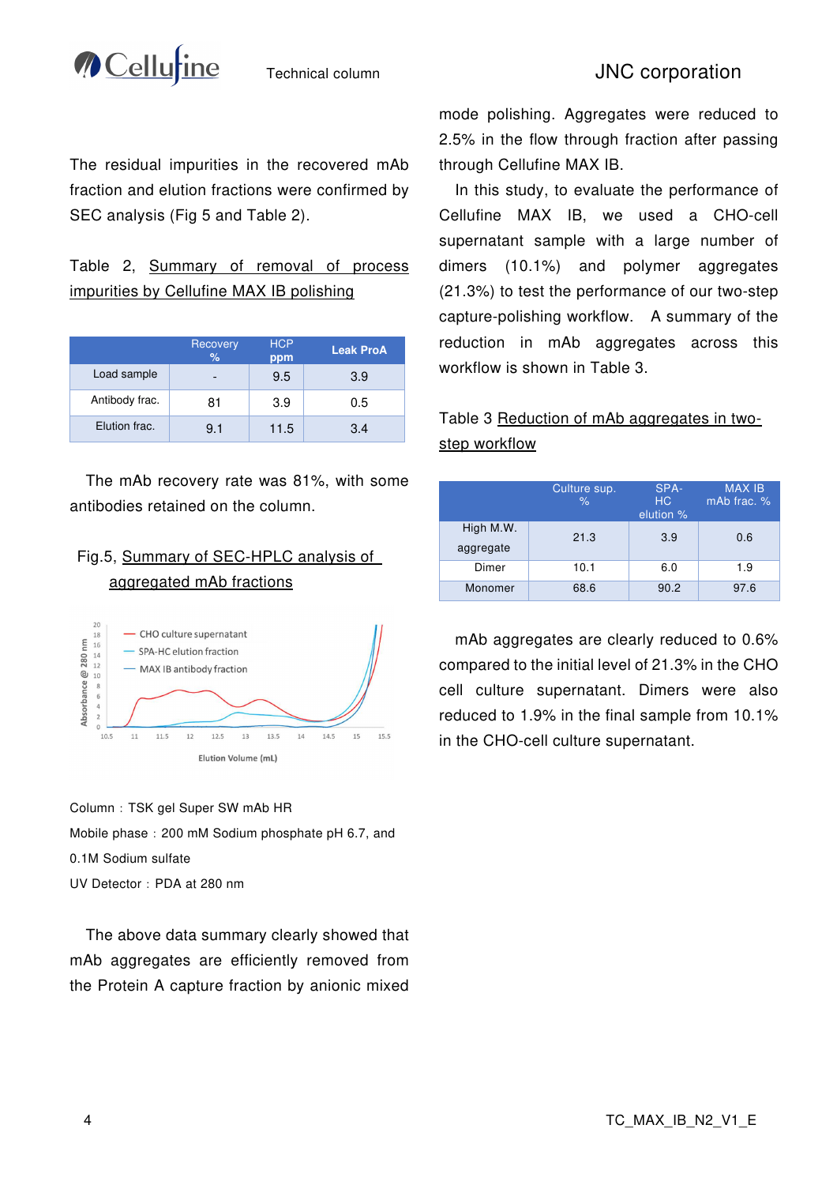The residual impurities in the recovered mAb fraction and elution fractions were confirmed by SEC analysis (Fig 5 and Table 2).

Table 2, Summary of removal of process impurities by Cellufine MAX IB polishing

| | Recovery % | HCP ppm | Leak ProA |
|---|---|---|---|
| Load sample | - | 9.5 | 3.9 |
| Antibody frac. | 81 | 3.9 | 0.5 |
| Elution frac. | 9.1 | 11.5 | 3.4 |

The mAb recovery rate was 81%, with some antibodies retained on the column.

Fig.5, Summary of SEC-HPLC analysis of aggregated mAb fractions

Column：TSK gel Super SW mAb HR

Mobile phase：200 mM Sodium phosphate pH 6.7, and 0.1M Sodium sulfate

UV Detector：PDA at 280 nm

The above data summary clearly showed that mAb aggregates are efficiently removed from the Protein A capture fraction by anionic mixed mode polishing. Aggregates were reduced to 2.5% in the flow through fraction after passing through Cellufine MAX IB.

In this study, to evaluate the performance of Cellufine MAX IB, we used a CHO-cell supernatant sample with a large number of dimers (10.1%) and polymer aggregates (21.3%) to test the performance of our two-step capture-polishing workflow. A summary of the reduction in mAb aggregates across this workflow is shown in Table 3.

Table 3 Reduction of mAb aggregates in two-step workflow

| | Culture sup. % | SPA-HC elution % | MAX IB mAb frac. % |
|---|---|---|---|
| High M.W. aggregate | 21.3 | 3.9 | 0.6 |
| Dimer | 10.1 | 6.0 | 1.9 |
| Monomer | 68.6 | 90.2 | 97.6 |

mAb aggregates are clearly reduced to 0.6% compared to the initial level of 21.3% in the CHO cell culture supernatant. Dimers were also reduced to 1.9% in the final sample from 10.1% in the CHO-cell culture supernatant.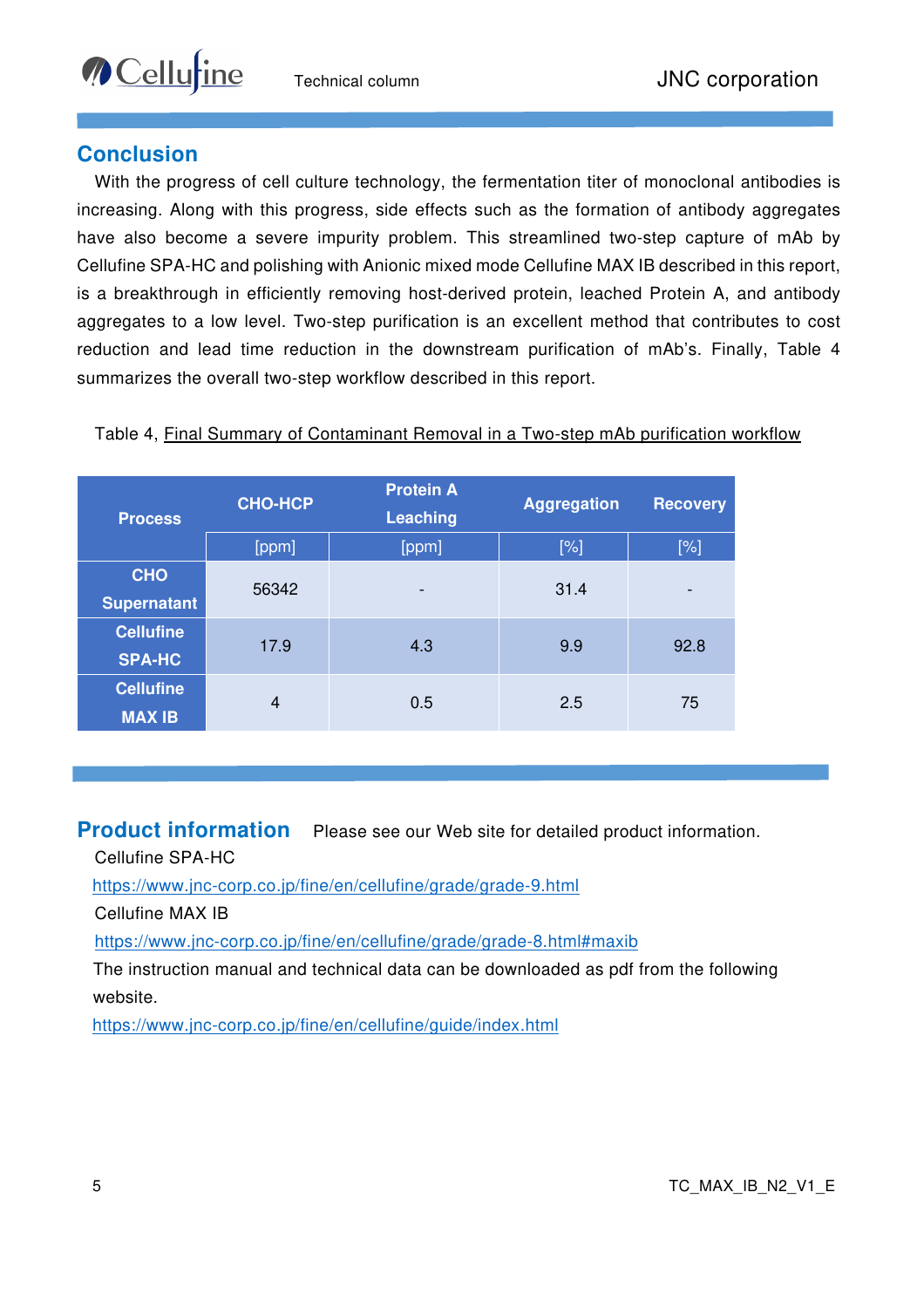## Conclusion

With the progress of cell culture technology, the fermentation titer of monoclonal antibodies is increasing. Along with this progress, side effects such as the formation of antibody aggregates have also become a severe impurity problem. This streamlined two-step capture of mAb by Cellufine SPA-HC and polishing with Anionic mixed mode Cellufine MAX IB described in this report, is a breakthrough in efficiently removing host-derived protein, leached Protein A, and antibody aggregates to a low level. Two-step purification is an excellent method that contributes to cost reduction and lead time reduction in the downstream purification of mAb's. Finally, Table 4 summarizes the overall two-step workflow described in this report.

Table 4, Final Summary of Contaminant Removal in a Two-step mAb purification workflow

| Process | CHO-HCP | Protein A Leaching | Aggregation | Recovery |
|---|---|---|---|---|
| | [ppm] | [ppm] | [%] | [%] |
| CHO Supernatant | 56342 | - | 31.4 | - |
| Cellufine SPA-HC | 17.9 | 4.3 | 9.9 | 92.8 |
| Cellufine MAX IB | 4 | 0.5 | 2.5 | 75 |

## Product information

Please see our Web site for detailed product information.

Cellufine SPA-HC

https://www.jnc-corp.co.jp/fine/en/cellufine/grade/grade-9.html

Cellufine MAX IB

https://www.jnc-corp.co.jp/fine/en/cellufine/grade/grade-8.html#maxib

The instruction manual and technical data can be downloaded as pdf from the following website.

https://www.jnc-corp.co.jp/fine/en/cellufine/guide/index.html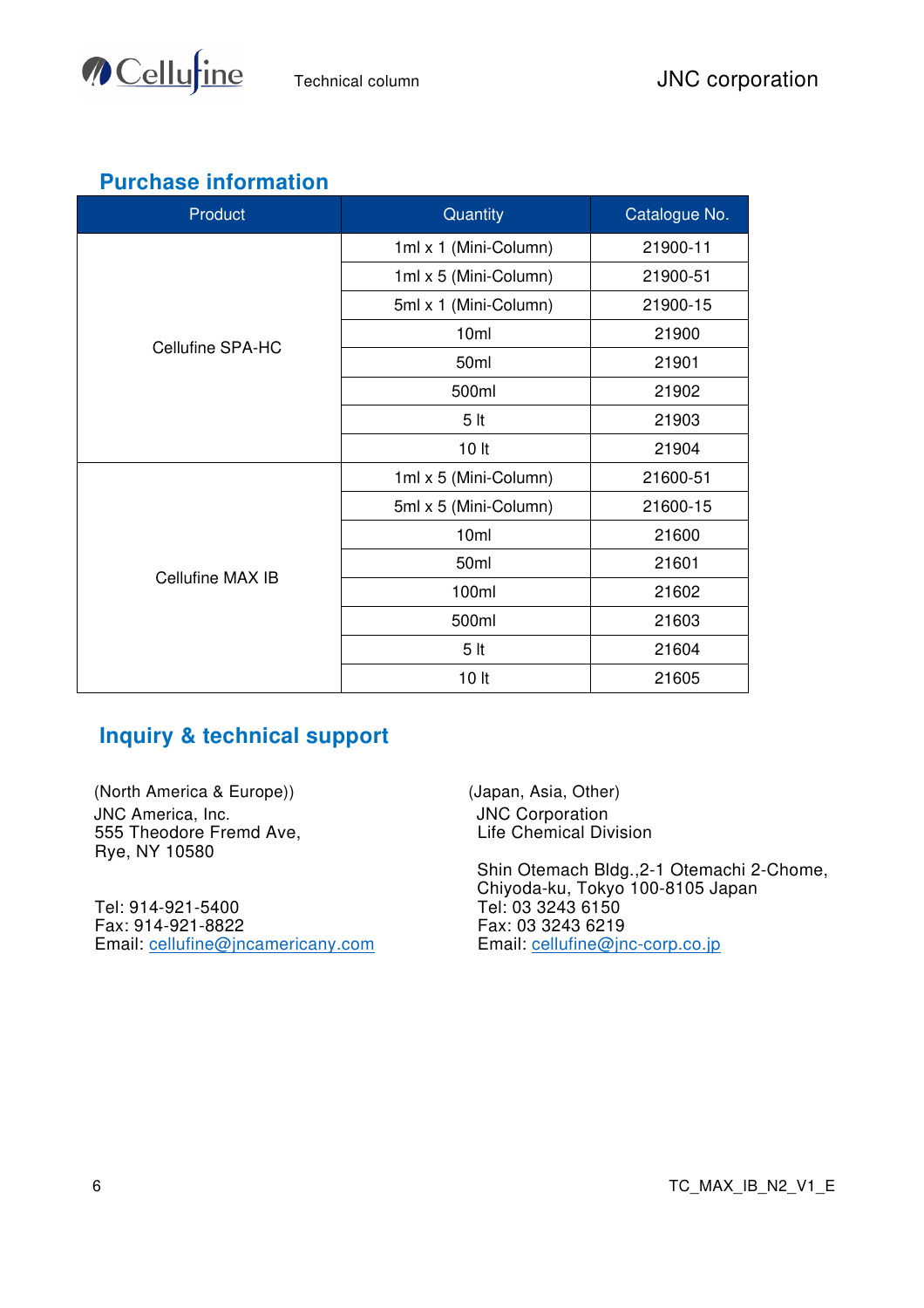## Purchase information

| Product | Quantity | Catalogue No. |
|---|---|---|
| Cellufine SPA-HC | 1ml x 1 (Mini-Column) | 21900-11 |
| | 1ml x 5 (Mini-Column) | 21900-51 |
| | 5ml x 1 (Mini-Column) | 21900-15 |
| | 10ml | 21900 |
| | 50ml | 21901 |
| | 500ml | 21902 |
| | 5 lt | 21903 |
| | 10 lt | 21904 |
| Cellufine MAX IB | 1ml x 5 (Mini-Column) | 21600-51 |
| | 5ml x 5 (Mini-Column) | 21600-15 |
| | 10ml | 21600 |
| | 50ml | 21601 |
| | 100ml | 21602 |
| | 500ml | 21603 |
| | 5 lt | 21604 |
| | 10 lt | 21605 |

## Inquiry & technical support

(North America & Europe))
JNC America, Inc.
555 Theodore Fremd Ave,
Rye, NY 10580

Tel: 914-921-5400
Fax: 914-921-8822
Email: cellufine@jncamericany.com

(Japan, Asia, Other)
JNC Corporation
Life Chemical Division

Shin Otemach Bldg.,2-1 Otemachi 2-Chome,
Chiyoda-ku, Tokyo 100-8105 Japan
Tel: 03 3243 6150
Fax: 03 3243 6219
Email: cellufine@jnc-corp.co.jp

TC_MAX_IB_N2_V1_E